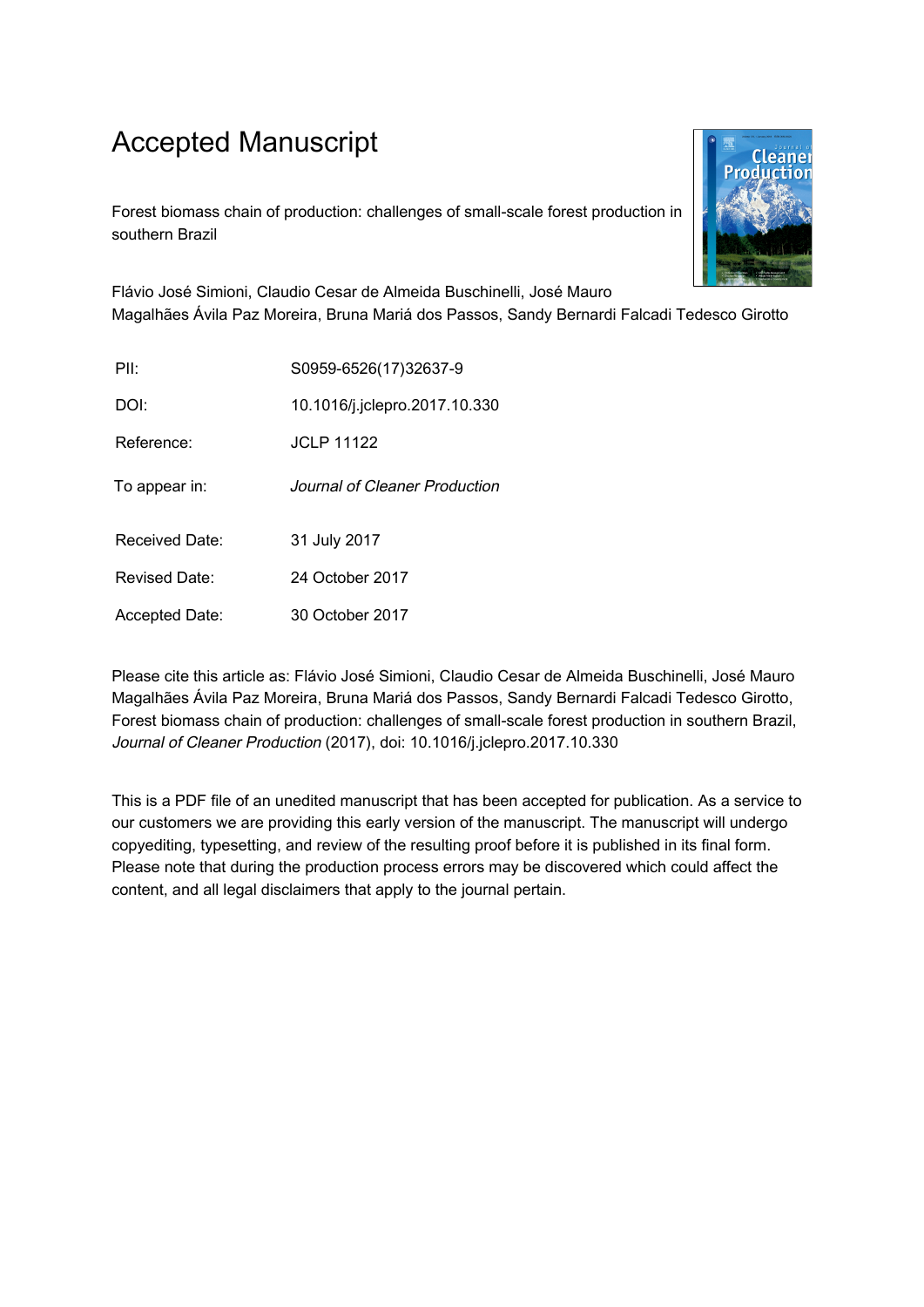# Accepted Manuscript

Forest biomass chain of production: challenges of small-scale forest production in southern Brazil

Flávio José Simioni, Claudio Cesar de Almeida Buschinelli, José Mauro Magalhães Ávila Paz Moreira, Bruna Mariá dos Passos, Sandy Bernardi Falcadi Tedesco Girotto

| | |
|---|---|
| PII: | S0959-6526(17)32637-9 |
| DOI: | 10.1016/j.jclepro.2017.10.330 |
| Reference: | JCLP 11122 |
| To appear in: | *Journal of Cleaner Production* |
| Received Date: | 31 July 2017 |
| Revised Date: | 24 October 2017 |
| Accepted Date: | 30 October 2017 |

Please cite this article as: Flávio José Simioni, Claudio Cesar de Almeida Buschinelli, José Mauro Magalhães Ávila Paz Moreira, Bruna Mariá dos Passos, Sandy Bernardi Falcadi Tedesco Girotto, Forest biomass chain of production: challenges of small-scale forest production in southern Brazil, *Journal of Cleaner Production* (2017), doi: 10.1016/j.jclepro.2017.10.330

This is a PDF file of an unedited manuscript that has been accepted for publication. As a service to our customers we are providing this early version of the manuscript. The manuscript will undergo copyediting, typesetting, and review of the resulting proof before it is published in its final form. Please note that during the production process errors may be discovered which could affect the content, and all legal disclaimers that apply to the journal pertain.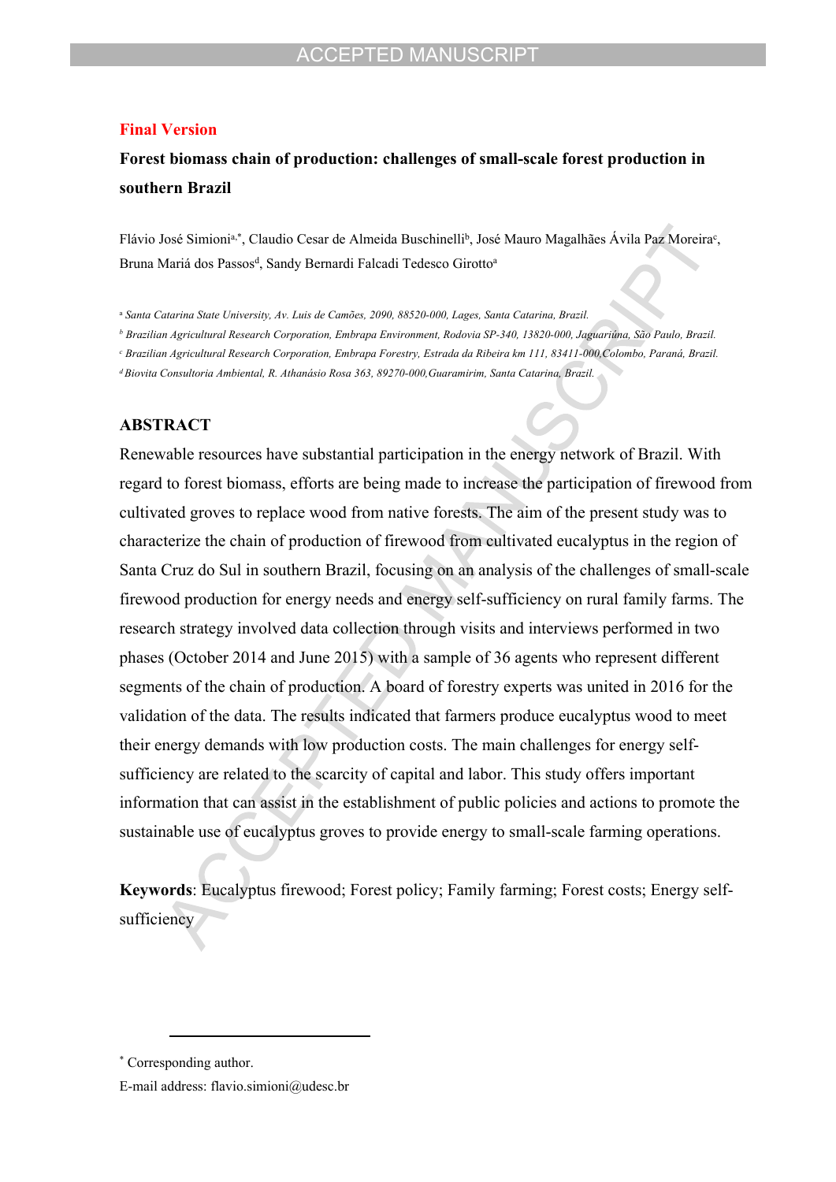**Final Version**

**Forest biomass chain of production: challenges of small-scale forest production in southern Brazil**

Flávio José Simioni[a,*], Claudio Cesar de Almeida Buschinelli[b], José Mauro Magalhães Ávila Paz Moreira[c], Bruna Mariá dos Passos[d], Sandy Bernardi Falcadi Tedesco Girotto[a]

[a] *Santa Catarina State University, Av. Luis de Camões, 2090, 88520-000, Lages, Santa Catarina, Brazil.*

[b] *Brazilian Agricultural Research Corporation, Embrapa Environment, Rodovia SP-340, 13820-000, Jaguariúna, São Paulo, Brazil.*

[c] *Brazilian Agricultural Research Corporation, Embrapa Forestry, Estrada da Ribeira km 111, 83411-000,Colombo, Paraná, Brazil.*

[d] *Biovita Consultoria Ambiental, R. Athanásio Rosa 363, 89270-000,Guaramirim, Santa Catarina, Brazil.*

## ABSTRACT

Renewable resources have substantial participation in the energy network of Brazil. With regard to forest biomass, efforts are being made to increase the participation of firewood from cultivated groves to replace wood from native forests. The aim of the present study was to characterize the chain of production of firewood from cultivated eucalyptus in the region of Santa Cruz do Sul in southern Brazil, focusing on an analysis of the challenges of small-scale firewood production for energy needs and energy self-sufficiency on rural family farms. The research strategy involved data collection through visits and interviews performed in two phases (October 2014 and June 2015) with a sample of 36 agents who represent different segments of the chain of production. A board of forestry experts was united in 2016 for the validation of the data. The results indicated that farmers produce eucalyptus wood to meet their energy demands with low production costs. The main challenges for energy self-sufficiency are related to the scarcity of capital and labor. This study offers important information that can assist in the establishment of public policies and actions to promote the sustainable use of eucalyptus groves to provide energy to small-scale farming operations.

**Keywords**: Eucalyptus firewood; Forest policy; Family farming; Forest costs; Energy self-sufficiency

---

[*] Corresponding author.

E-mail address: flavio.simioni@udesc.br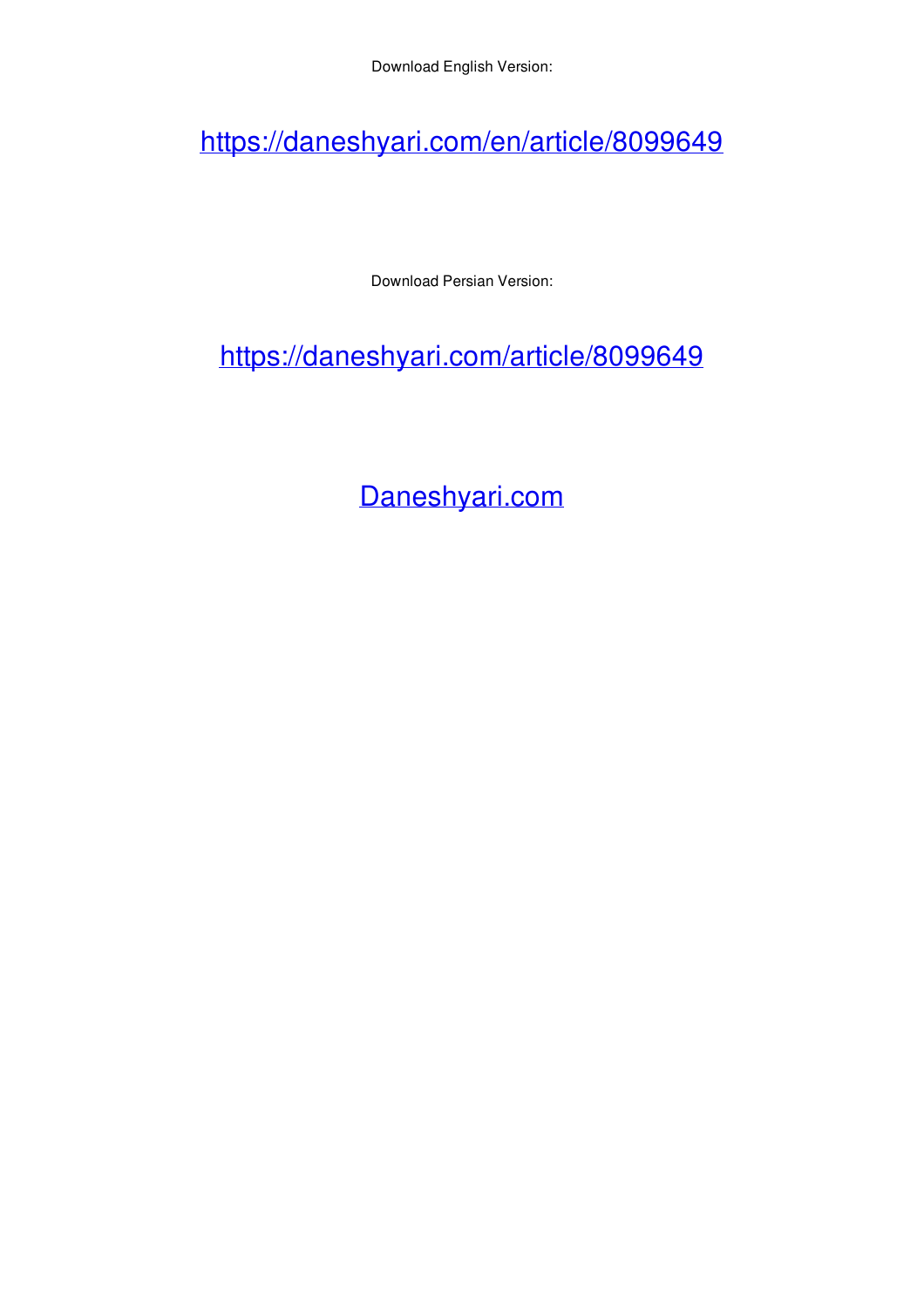Download English Version:

https://daneshyari.com/en/article/8099649

Download Persian Version:

https://daneshyari.com/article/8099649

Daneshyari.com